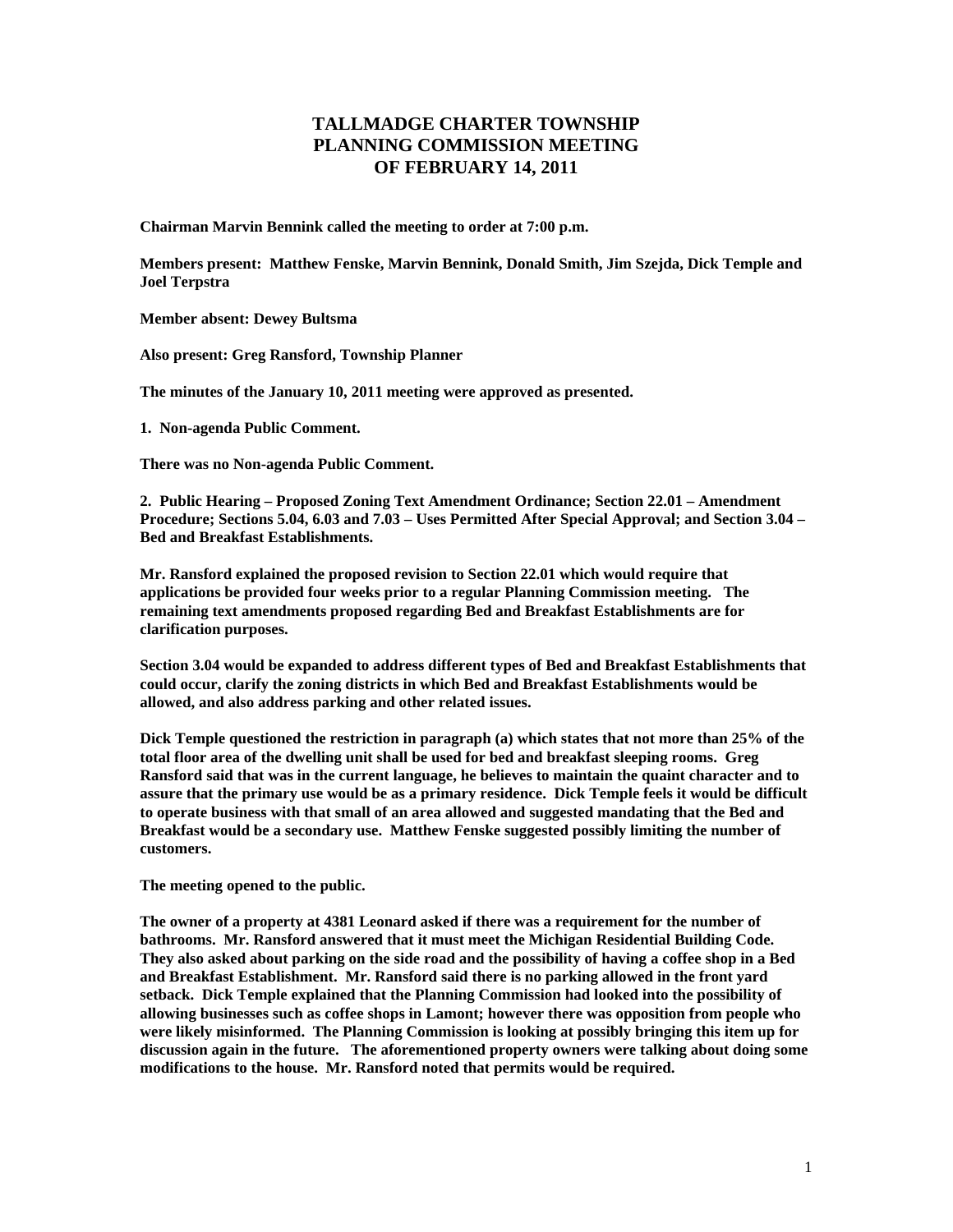# TALLMADGE CHARTER TOWNSHIP PLANNING COMMISSION MEETING OF FEBRUARY 14, 2011

**Chairman Marvin Bennink called the meeting to order at 7:00 p.m.**

**Members present: Matthew Fenske, Marvin Bennink, Donald Smith, Jim Szejda, Dick Temple and Joel Terpstra**

**Member absent: Dewey Bultsma**

**Also present: Greg Ransford, Township Planner**

**The minutes of the January 10, 2011 meeting were approved as presented.**

**1. Non-agenda Public Comment.**

**There was no Non-agenda Public Comment.**

**2. Public Hearing – Proposed Zoning Text Amendment Ordinance; Section 22.01 – Amendment Procedure; Sections 5.04, 6.03 and 7.03 – Uses Permitted After Special Approval; and Section 3.04 – Bed and Breakfast Establishments.**

**Mr. Ransford explained the proposed revision to Section 22.01 which would require that applications be provided four weeks prior to a regular Planning Commission meeting. The remaining text amendments proposed regarding Bed and Breakfast Establishments are for clarification purposes.**

**Section 3.04 would be expanded to address different types of Bed and Breakfast Establishments that could occur, clarify the zoning districts in which Bed and Breakfast Establishments would be allowed, and also address parking and other related issues.**

**Dick Temple questioned the restriction in paragraph (a) which states that not more than 25% of the total floor area of the dwelling unit shall be used for bed and breakfast sleeping rooms. Greg Ransford said that was in the current language, he believes to maintain the quaint character and to assure that the primary use would be as a primary residence. Dick Temple feels it would be difficult to operate business with that small of an area allowed and suggested mandating that the Bed and Breakfast would be a secondary use. Matthew Fenske suggested possibly limiting the number of customers.**

**The meeting opened to the public.**

**The owner of a property at 4381 Leonard asked if there was a requirement for the number of bathrooms. Mr. Ransford answered that it must meet the Michigan Residential Building Code. They also asked about parking on the side road and the possibility of having a coffee shop in a Bed and Breakfast Establishment. Mr. Ransford said there is no parking allowed in the front yard setback. Dick Temple explained that the Planning Commission had looked into the possibility of allowing businesses such as coffee shops in Lamont; however there was opposition from people who were likely misinformed. The Planning Commission is looking at possibly bringing this item up for discussion again in the future. The aforementioned property owners were talking about doing some modifications to the house. Mr. Ransford noted that permits would be required.**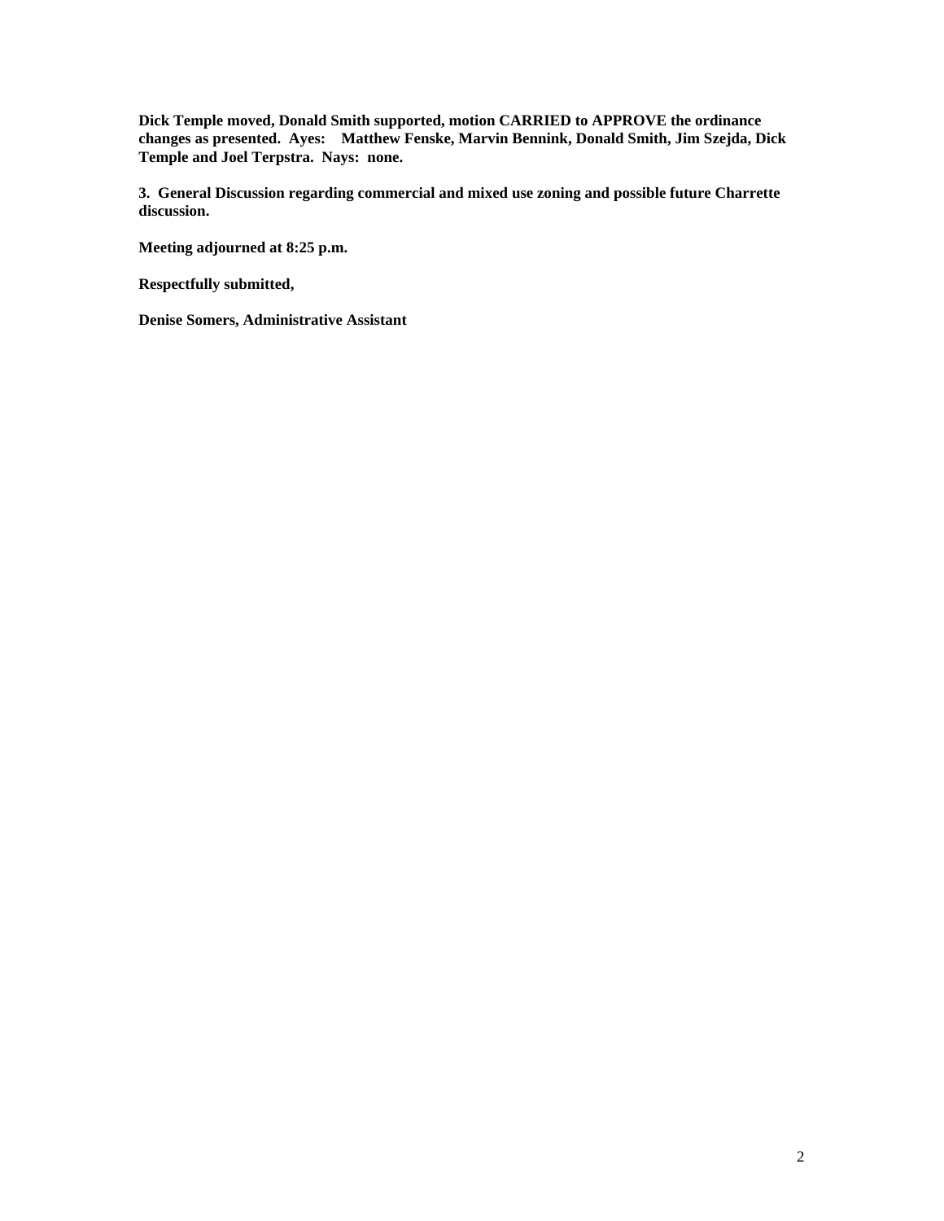**Dick Temple moved, Donald Smith supported, motion CARRIED to APPROVE the ordinance changes as presented. Ayes: Matthew Fenske, Marvin Bennink, Donald Smith, Jim Szejda, Dick Temple and Joel Terpstra. Nays: none.**

**3. General Discussion regarding commercial and mixed use zoning and possible future Charrette discussion.**

**Meeting adjourned at 8:25 p.m.**

**Respectfully submitted,**

**Denise Somers, Administrative Assistant**